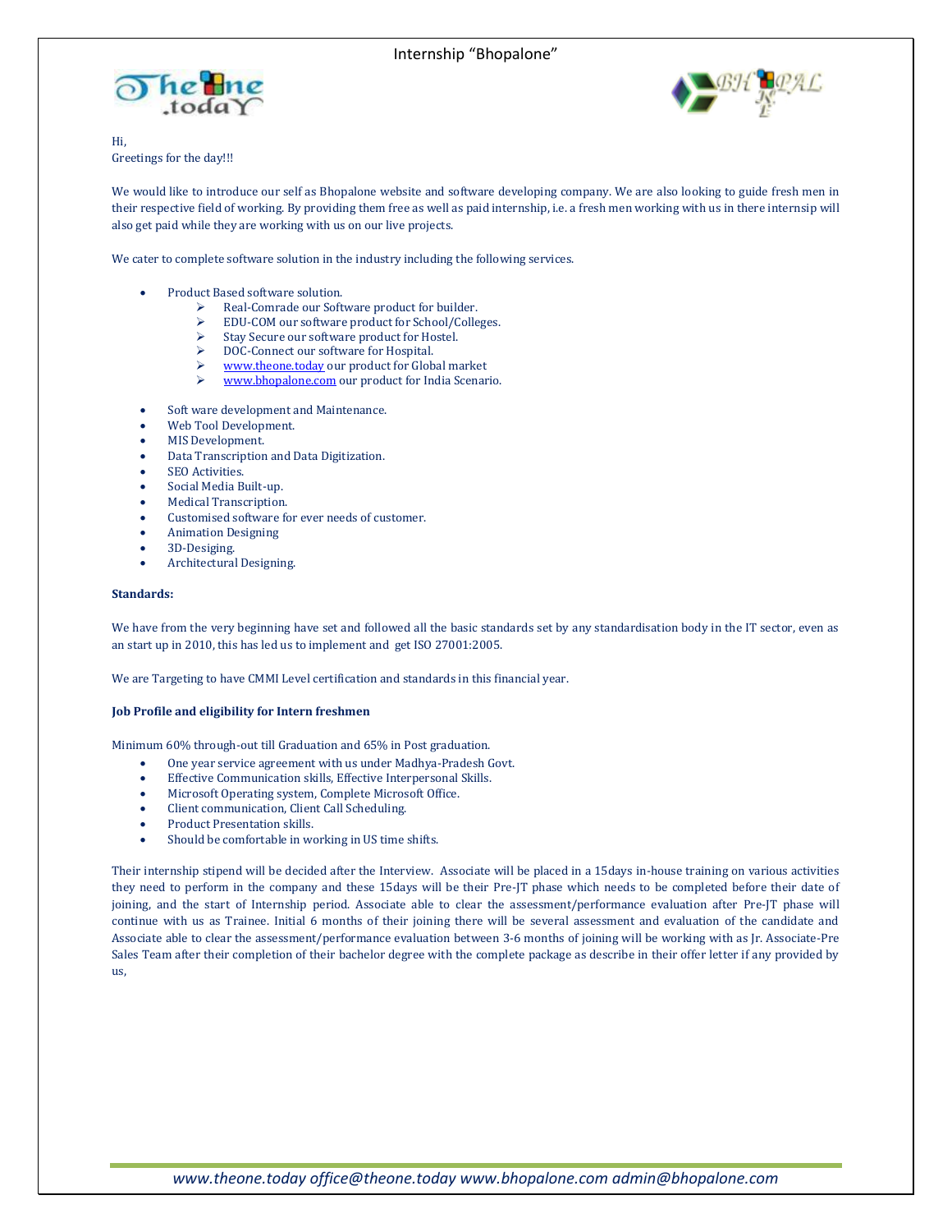# Internship "Bhopalone"

Hi,
Greetings for the day!!!

We would like to introduce our self as Bhopalone website and software developing company. We are also looking to guide fresh men in their respective field of working. By providing them free as well as paid internship, i.e. a fresh men working with us in there internsip will also get paid while they are working with us on our live projects.

We cater to complete software solution in the industry including the following services.

- Product Based software solution.
  - Real-Comrade our Software product for builder.
  - EDU-COM our software product for School/Colleges.
  - Stay Secure our software product for Hostel.
  - DOC-Connect our software for Hospital.
  - www.theone.today our product for Global market
  - www.bhopalone.com our product for India Scenario.
- Soft ware development and Maintenance.
- Web Tool Development.
- MIS Development.
- Data Transcription and Data Digitization.
- SEO Activities.
- Social Media Built-up.
- Medical Transcription.
- Customised software for ever needs of customer.
- Animation Designing
- 3D-Desiging.
- Architectural Designing.

**Standards:**

We have from the very beginning have set and followed all the basic standards set by any standardisation body in the IT sector, even as an start up in 2010, this has led us to implement and get ISO 27001:2005.

We are Targeting to have CMMI Level certification and standards in this financial year.

**Job Profile and eligibility for Intern freshmen**

Minimum 60% through-out till Graduation and 65% in Post graduation.

- One year service agreement with us under Madhya-Pradesh Govt.
- Effective Communication skills, Effective Interpersonal Skills.
- Microsoft Operating system, Complete Microsoft Office.
- Client communication, Client Call Scheduling.
- Product Presentation skills.
- Should be comfortable in working in US time shifts.

Their internship stipend will be decided after the Interview. Associate will be placed in a 15days in-house training on various activities they need to perform in the company and these 15days will be their Pre-JT phase which needs to be completed before their date of joining, and the start of Internship period. Associate able to clear the assessment/performance evaluation after Pre-JT phase will continue with us as Trainee. Initial 6 months of their joining there will be several assessment and evaluation of the candidate and Associate able to clear the assessment/performance evaluation between 3-6 months of joining will be working with as Jr. Associate-Pre Sales Team after their completion of their bachelor degree with the complete package as describe in their offer letter if any provided by us,

*www.theone.today office@theone.today www.bhopalone.com admin@bhopalone.com*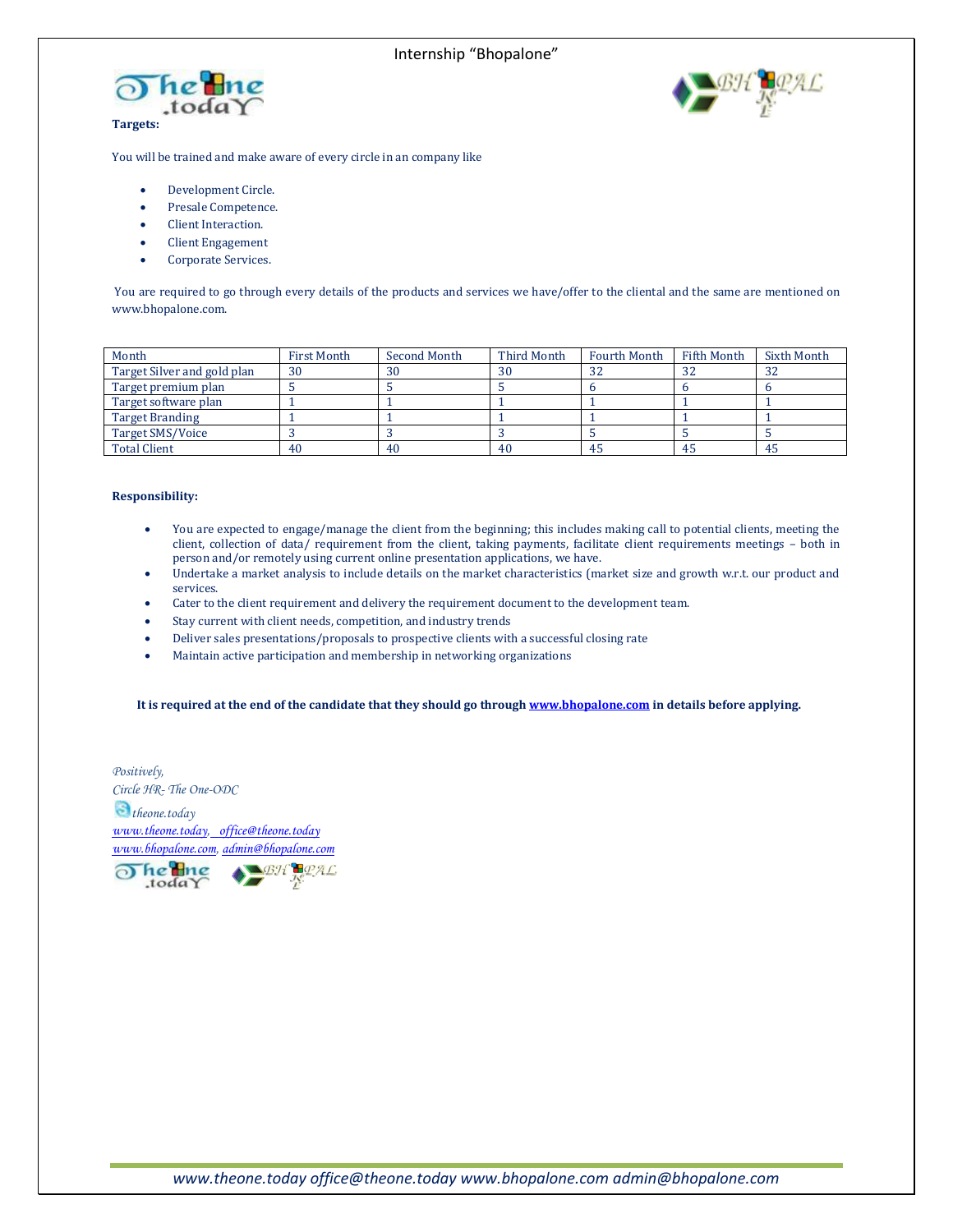**Targets:**

You will be trained and make aware of every circle in an company like

- Development Circle.
- Presale Competence.
- Client Interaction.
- Client Engagement
- Corporate Services.

You are required to go through every details of the products and services we have/offer to the cliental and the same are mentioned on www.bhopalone.com.

| Month | First Month | Second Month | Third Month | Fourth Month | Fifth Month | Sixth Month |
|---|---|---|---|---|---|---|
| Target Silver and gold plan | 30 | 30 | 30 | 32 | 32 | 32 |
| Target premium plan | 5 | 5 | 5 | 6 | 6 | 6 |
| Target software plan | 1 | 1 | 1 | 1 | 1 | 1 |
| Target Branding | 1 | 1 | 1 | 1 | 1 | 1 |
| Target SMS/Voice | 3 | 3 | 3 | 5 | 5 | 5 |
| Total Client | 40 | 40 | 40 | 45 | 45 | 45 |

**Responsibility:**

- You are expected to engage/manage the client from the beginning; this includes making call to potential clients, meeting the client, collection of data/ requirement from the client, taking payments, facilitate client requirements meetings – both in person and/or remotely using current online presentation applications, we have.
- Undertake a market analysis to include details on the market characteristics (market size and growth w.r.t. our product and services.
- Cater to the client requirement and delivery the requirement document to the development team.
- Stay current with client needs, competition, and industry trends
- Deliver sales presentations/proposals to prospective clients with a successful closing rate
- Maintain active participation and membership in networking organizations

**It is required at the end of the candidate that they should go through www.bhopalone.com in details before applying.**

*Positively,*

*Circle HR- The One-ODC*

*theone.today*

*www.theone.today, office@theone.today*

*www.bhopalone.com, admin@bhopalone.com*